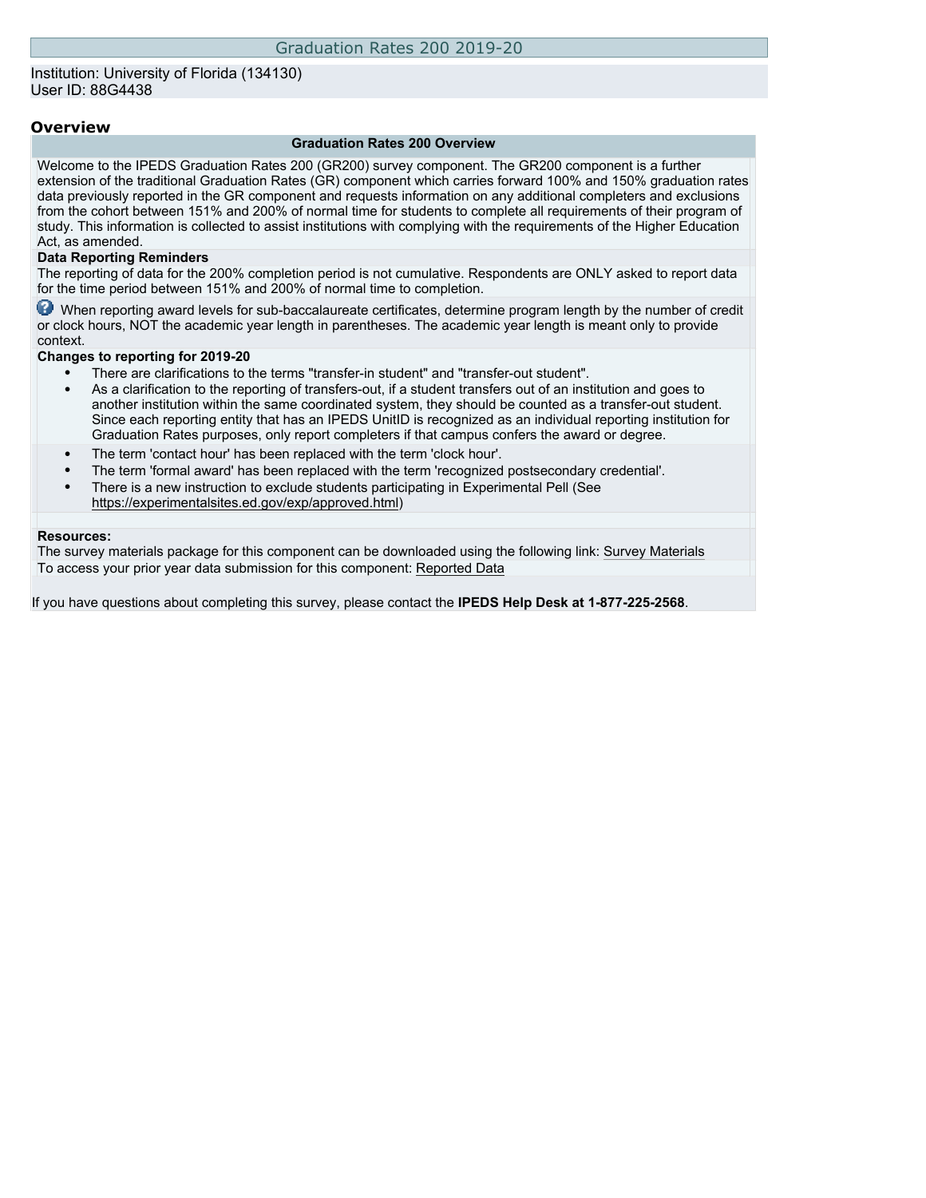# Graduation Rates 200 2019-20

Institution: University of Florida (134130)
User ID: 88G4438

## Overview

### Graduation Rates 200 Overview

Welcome to the IPEDS Graduation Rates 200 (GR200) survey component. The GR200 component is a further extension of the traditional Graduation Rates (GR) component which carries forward 100% and 150% graduation rates data previously reported in the GR component and requests information on any additional completers and exclusions from the cohort between 151% and 200% of normal time for students to complete all requirements of their program of study. This information is collected to assist institutions with complying with the requirements of the Higher Education Act, as amended.

**Data Reporting Reminders**

The reporting of data for the 200% completion period is not cumulative. Respondents are ONLY asked to report data for the time period between 151% and 200% of normal time to completion.

When reporting award levels for sub-baccalaureate certificates, determine program length by the number of credit or clock hours, NOT the academic year length in parentheses. The academic year length is meant only to provide context.

**Changes to reporting for 2019-20**

- There are clarifications to the terms "transfer-in student" and "transfer-out student".
- As a clarification to the reporting of transfers-out, if a student transfers out of an institution and goes to another institution within the same coordinated system, they should be counted as a transfer-out student. Since each reporting entity that has an IPEDS UnitID is recognized as an individual reporting institution for Graduation Rates purposes, only report completers if that campus confers the award or degree.
- The term 'contact hour' has been replaced with the term 'clock hour'.
- The term 'formal award' has been replaced with the term 'recognized postsecondary credential'.
- There is a new instruction to exclude students participating in Experimental Pell (See https://experimentalsites.ed.gov/exp/approved.html)

**Resources:**

The survey materials package for this component can be downloaded using the following link: Survey Materials

To access your prior year data submission for this component: Reported Data

If you have questions about completing this survey, please contact the **IPEDS Help Desk at 1-877-225-2568**.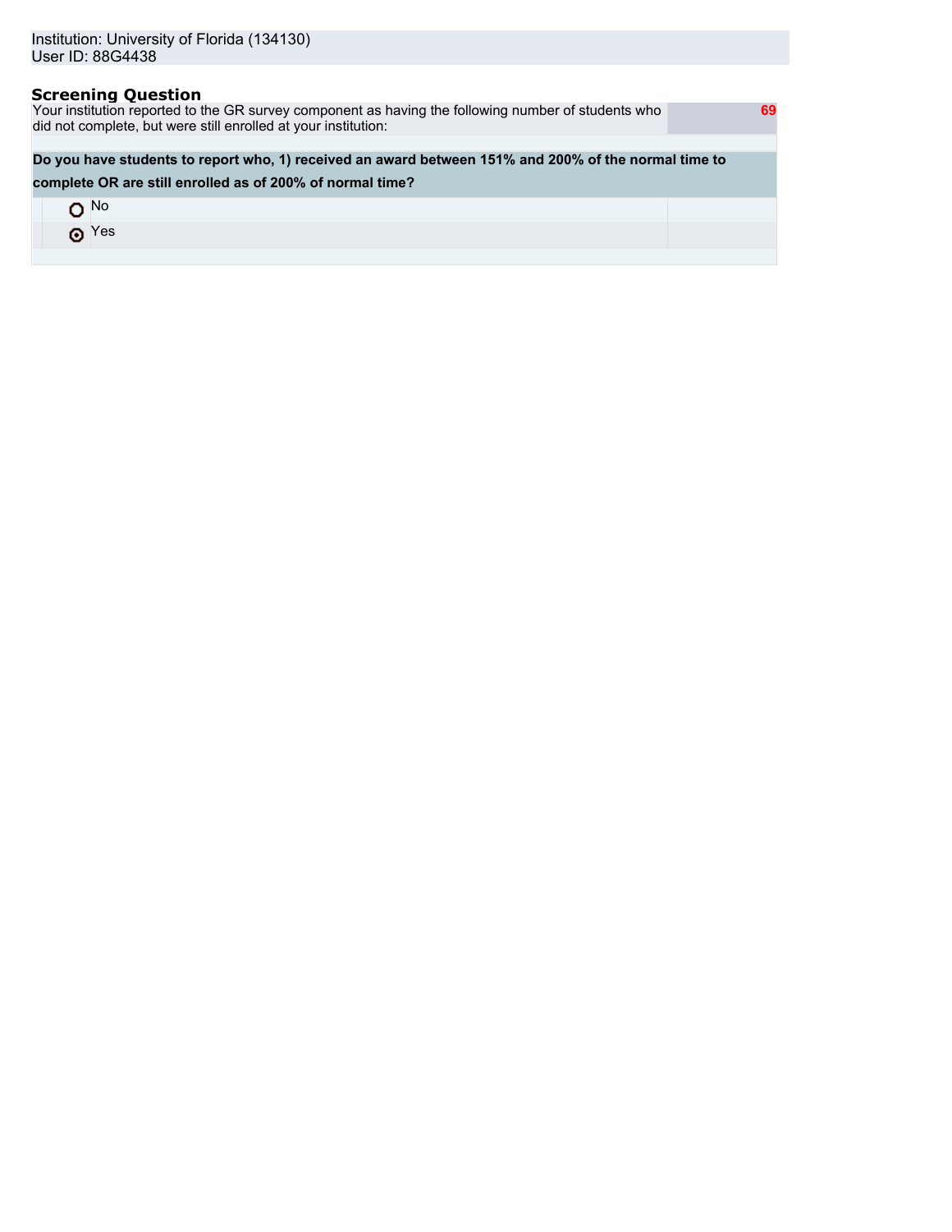Institution: University of Florida (134130)
User ID: 88G4438

## Screening Question

| Your institution reported to the GR survey component as having the following number of students who did not complete, but were still enrolled at your institution: | 69 |
| --- | --- |

**Do you have students to report who, 1) received an award between 151% and 200% of the normal time to complete OR are still enrolled as of 200% of normal time?**

- ○ No
- ◉ Yes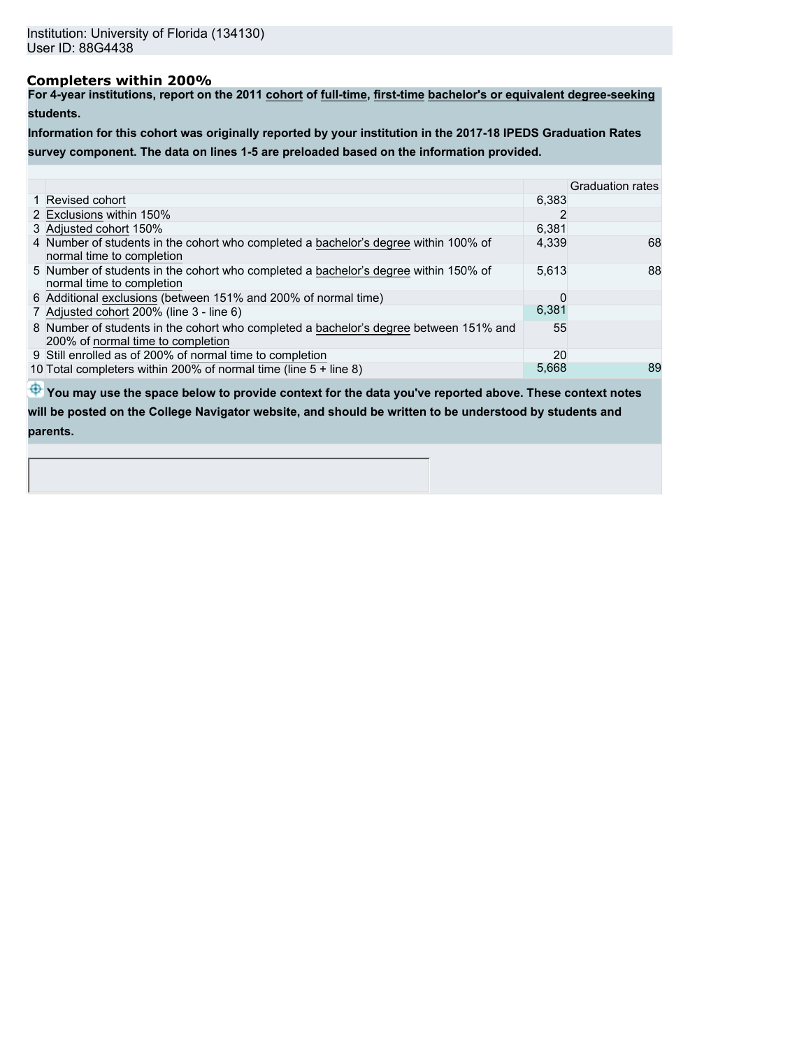Institution: University of Florida (134130)
User ID: 88G4438

## Completers within 200%

**For 4-year institutions, report on the 2011 cohort of full-time, first-time bachelor's or equivalent degree-seeking students.**

**Information for this cohort was originally reported by your institution in the 2017-18 IPEDS Graduation Rates survey component. The data on lines 1-5 are preloaded based on the information provided.**

| | | | Graduation rates |
|---|---|---|---|
| 1 | Revised cohort | 6,383 | |
| 2 | Exclusions within 150% | 2 | |
| 3 | Adjusted cohort 150% | 6,381 | |
| 4 | Number of students in the cohort who completed a bachelor's degree within 100% of normal time to completion | 4,339 | 68 |
| 5 | Number of students in the cohort who completed a bachelor's degree within 150% of normal time to completion | 5,613 | 88 |
| 6 | Additional exclusions (between 151% and 200% of normal time) | 0 | |
| 7 | Adjusted cohort 200% (line 3 - line 6) | 6,381 | |
| 8 | Number of students in the cohort who completed a bachelor's degree between 151% and 200% of normal time to completion | 55 | |
| 9 | Still enrolled as of 200% of normal time to completion | 20 | |
| 10 | Total completers within 200% of normal time (line 5 + line 8) | 5,668 | 89 |

**You may use the space below to provide context for the data you've reported above. These context notes will be posted on the College Navigator website, and should be written to be understood by students and parents.**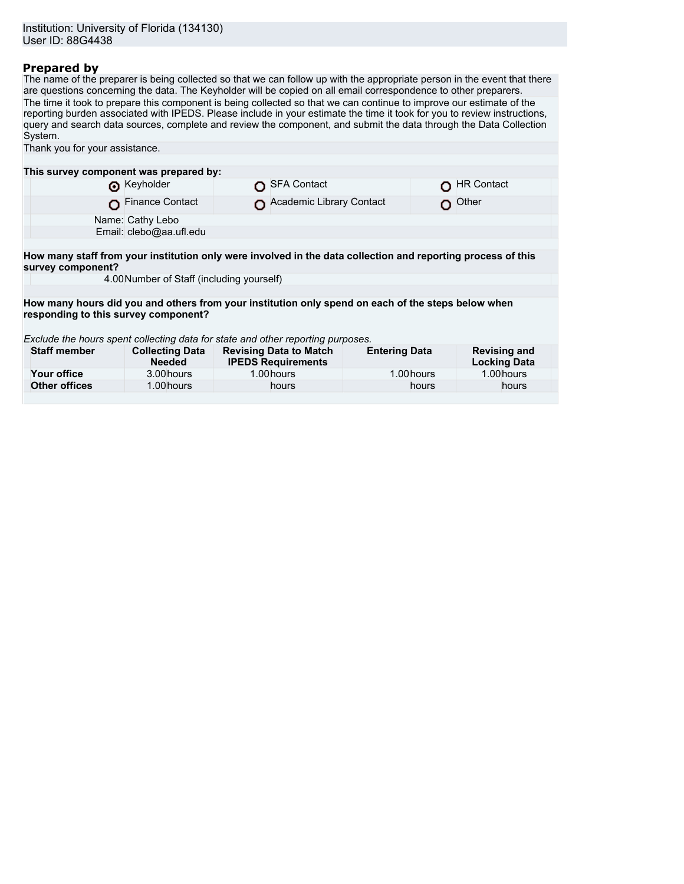Institution: University of Florida (134130)
User ID: 88G4438

## Prepared by

The name of the preparer is being collected so that we can follow up with the appropriate person in the event that there are questions concerning the data. The Keyholder will be copied on all email correspondence to other preparers.

The time it took to prepare this component is being collected so that we can continue to improve our estimate of the reporting burden associated with IPEDS. Please include in your estimate the time it took for you to review instructions, query and search data sources, complete and review the component, and submit the data through the Data Collection System.

Thank you for your assistance.

**This survey component was prepared by:**

| | | |
|---|---|---|
| ◉ Keyholder | ○ SFA Contact | ○ HR Contact |
| ○ Finance Contact | ○ Academic Library Contact | ○ Other |

Name: Cathy Lebo
Email: clebo@aa.ufl.edu

**How many staff from your institution only were involved in the data collection and reporting process of this survey component?**

4.00 Number of Staff (including yourself)

**How many hours did you and others from your institution only spend on each of the steps below when responding to this survey component?**

*Exclude the hours spent collecting data for state and other reporting purposes.*

| Staff member | Collecting Data Needed | Revising Data to Match IPEDS Requirements | Entering Data | Revising and Locking Data |
|---|---|---|---|---|
| **Your office** | 3.00 hours | 1.00 hours | 1.00 hours | 1.00 hours |
| **Other offices** | 1.00 hours | hours | hours | hours |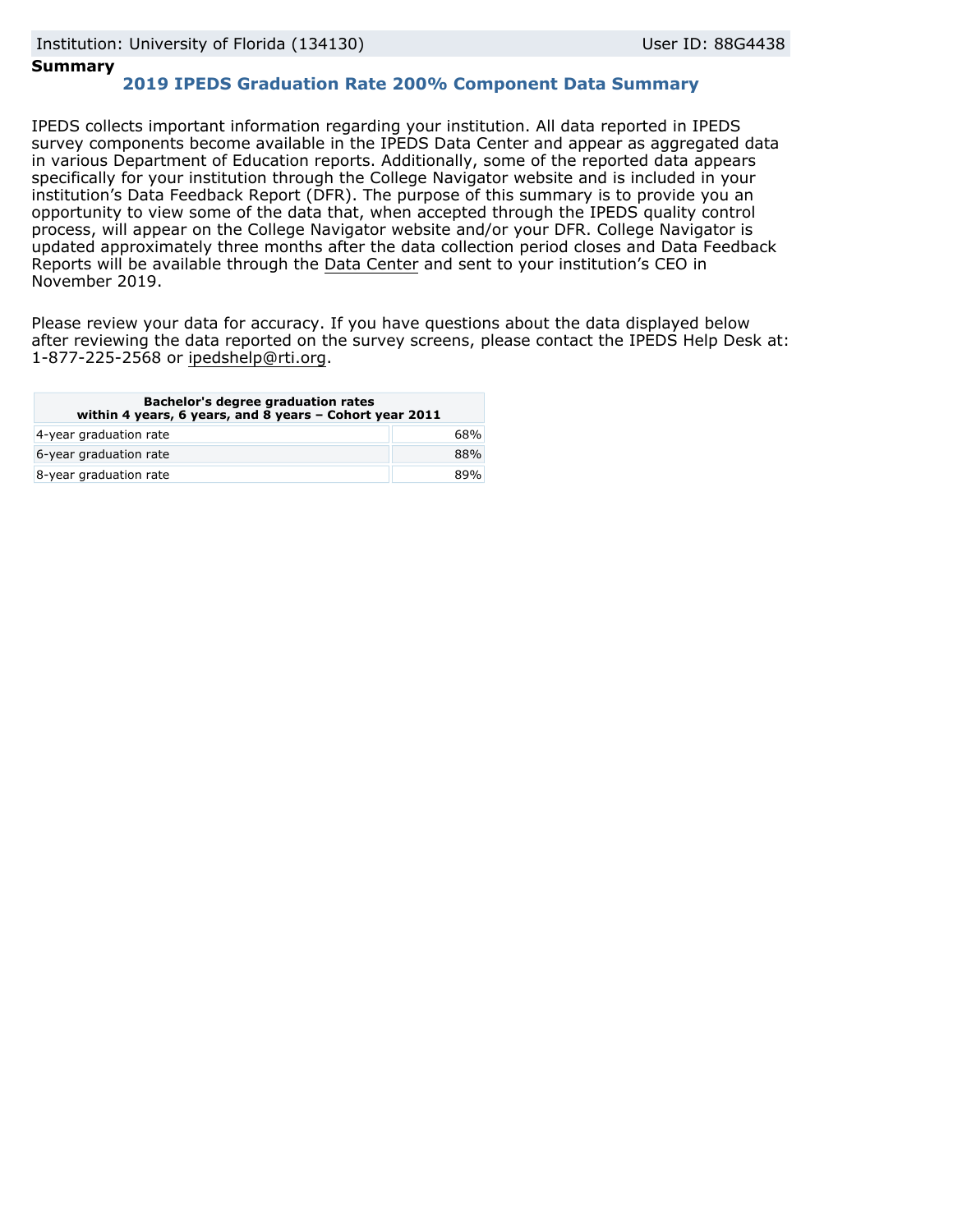Institution: University of Florida (134130) User ID: 88G4438

**Summary**

## 2019 IPEDS Graduation Rate 200% Component Data Summary

IPEDS collects important information regarding your institution. All data reported in IPEDS survey components become available in the IPEDS Data Center and appear as aggregated data in various Department of Education reports. Additionally, some of the reported data appears specifically for your institution through the College Navigator website and is included in your institution's Data Feedback Report (DFR). The purpose of this summary is to provide you an opportunity to view some of the data that, when accepted through the IPEDS quality control process, will appear on the College Navigator website and/or your DFR. College Navigator is updated approximately three months after the data collection period closes and Data Feedback Reports will be available through the Data Center and sent to your institution's CEO in November 2019.

Please review your data for accuracy. If you have questions about the data displayed below after reviewing the data reported on the survey screens, please contact the IPEDS Help Desk at: 1-877-225-2568 or ipedshelp@rti.org.

| Bachelor's degree graduation rates within 4 years, 6 years, and 8 years – Cohort year 2011 | |
|---|---|
| 4-year graduation rate | 68% |
| 6-year graduation rate | 88% |
| 8-year graduation rate | 89% |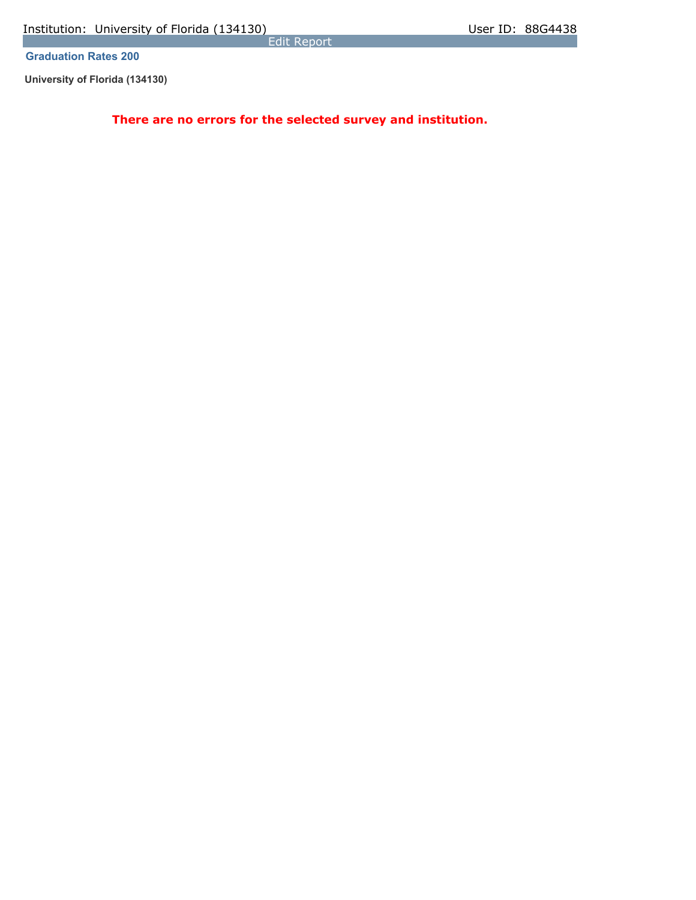Institution: University of Florida (134130) User ID: 88G4438

Edit Report

## Graduation Rates 200

**University of Florida (134130)**

**There are no errors for the selected survey and institution.**